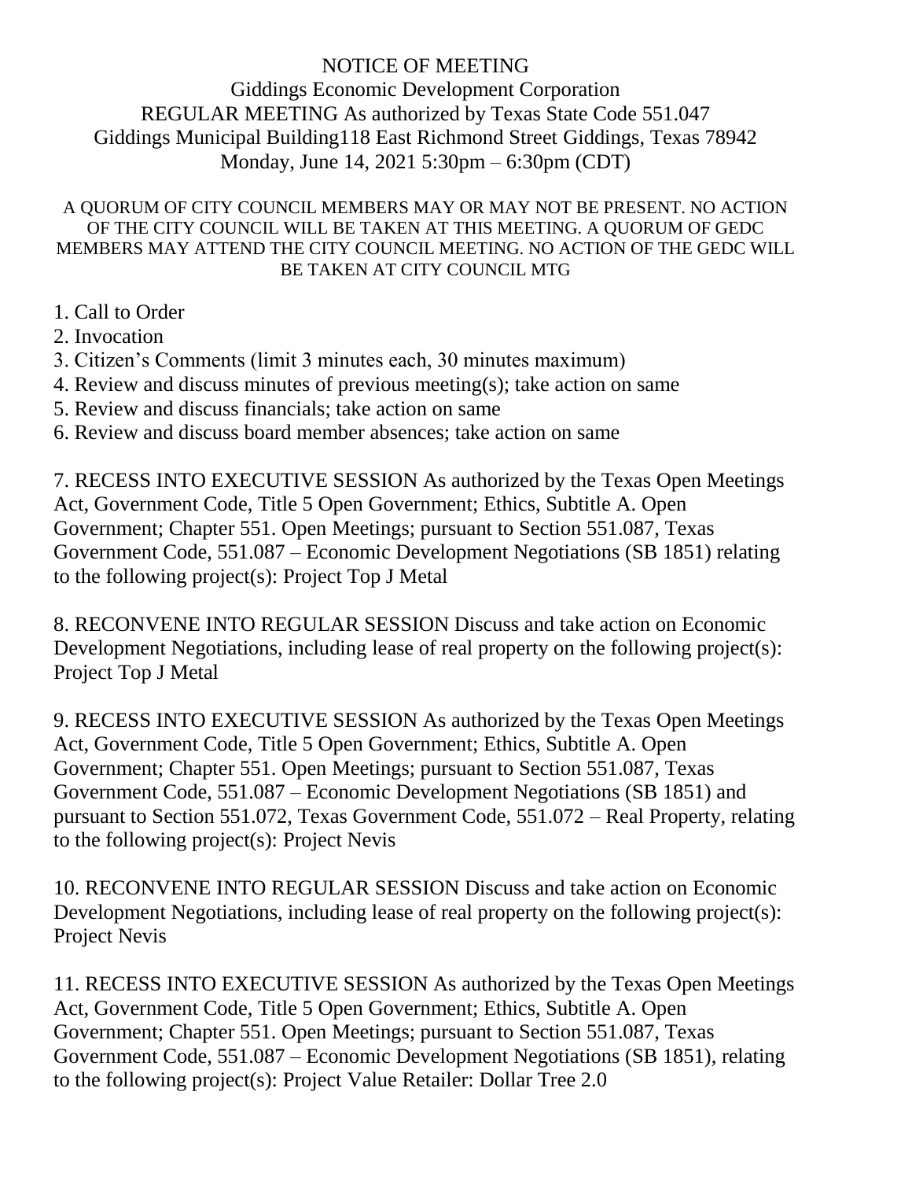# NOTICE OF MEETING

## Giddings Economic Development Corporation

REGULAR MEETING As authorized by Texas State Code 551.047

Giddings Municipal Building118 East Richmond Street Giddings, Texas 78942

Monday, June 14, 2021 5:30pm – 6:30pm (CDT)

A QUORUM OF CITY COUNCIL MEMBERS MAY OR MAY NOT BE PRESENT. NO ACTION OF THE CITY COUNCIL WILL BE TAKEN AT THIS MEETING. A QUORUM OF GEDC MEMBERS MAY ATTEND THE CITY COUNCIL MEETING. NO ACTION OF THE GEDC WILL BE TAKEN AT CITY COUNCIL MTG

1. Call to Order
2. Invocation
3. Citizen's Comments (limit 3 minutes each, 30 minutes maximum)
4. Review and discuss minutes of previous meeting(s); take action on same
5. Review and discuss financials; take action on same
6. Review and discuss board member absences; take action on same

7. RECESS INTO EXECUTIVE SESSION As authorized by the Texas Open Meetings Act, Government Code, Title 5 Open Government; Ethics, Subtitle A. Open Government; Chapter 551. Open Meetings; pursuant to Section 551.087, Texas Government Code, 551.087 – Economic Development Negotiations (SB 1851) relating to the following project(s): Project Top J Metal

8. RECONVENE INTO REGULAR SESSION Discuss and take action on Economic Development Negotiations, including lease of real property on the following project(s): Project Top J Metal

9. RECESS INTO EXECUTIVE SESSION As authorized by the Texas Open Meetings Act, Government Code, Title 5 Open Government; Ethics, Subtitle A. Open Government; Chapter 551. Open Meetings; pursuant to Section 551.087, Texas Government Code, 551.087 – Economic Development Negotiations (SB 1851) and pursuant to Section 551.072, Texas Government Code, 551.072 – Real Property, relating to the following project(s): Project Nevis

10. RECONVENE INTO REGULAR SESSION Discuss and take action on Economic Development Negotiations, including lease of real property on the following project(s): Project Nevis

11. RECESS INTO EXECUTIVE SESSION As authorized by the Texas Open Meetings Act, Government Code, Title 5 Open Government; Ethics, Subtitle A. Open Government; Chapter 551. Open Meetings; pursuant to Section 551.087, Texas Government Code, 551.087 – Economic Development Negotiations (SB 1851), relating to the following project(s): Project Value Retailer: Dollar Tree 2.0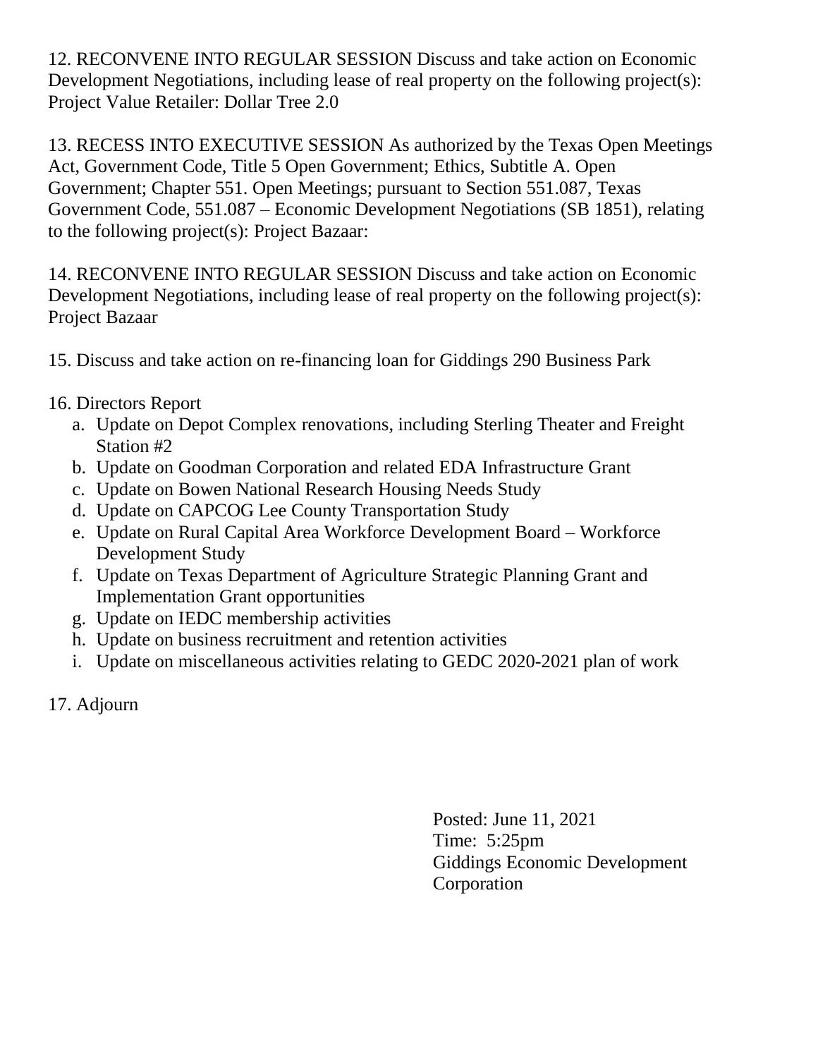12. RECONVENE INTO REGULAR SESSION Discuss and take action on Economic Development Negotiations, including lease of real property on the following project(s): Project Value Retailer: Dollar Tree 2.0

13. RECESS INTO EXECUTIVE SESSION As authorized by the Texas Open Meetings Act, Government Code, Title 5 Open Government; Ethics, Subtitle A. Open Government; Chapter 551. Open Meetings; pursuant to Section 551.087, Texas Government Code, 551.087 – Economic Development Negotiations (SB 1851), relating to the following project(s): Project Bazaar:

14. RECONVENE INTO REGULAR SESSION Discuss and take action on Economic Development Negotiations, including lease of real property on the following project(s): Project Bazaar

15. Discuss and take action on re-financing loan for Giddings 290 Business Park

16. Directors Report
   a. Update on Depot Complex renovations, including Sterling Theater and Freight Station #2
   b. Update on Goodman Corporation and related EDA Infrastructure Grant
   c. Update on Bowen National Research Housing Needs Study
   d. Update on CAPCOG Lee County Transportation Study
   e. Update on Rural Capital Area Workforce Development Board – Workforce Development Study
   f. Update on Texas Department of Agriculture Strategic Planning Grant and Implementation Grant opportunities
   g. Update on IEDC membership activities
   h. Update on business recruitment and retention activities
   i. Update on miscellaneous activities relating to GEDC 2020-2021 plan of work

17. Adjourn

Posted: June 11, 2021
Time: 5:25pm
Giddings Economic Development Corporation